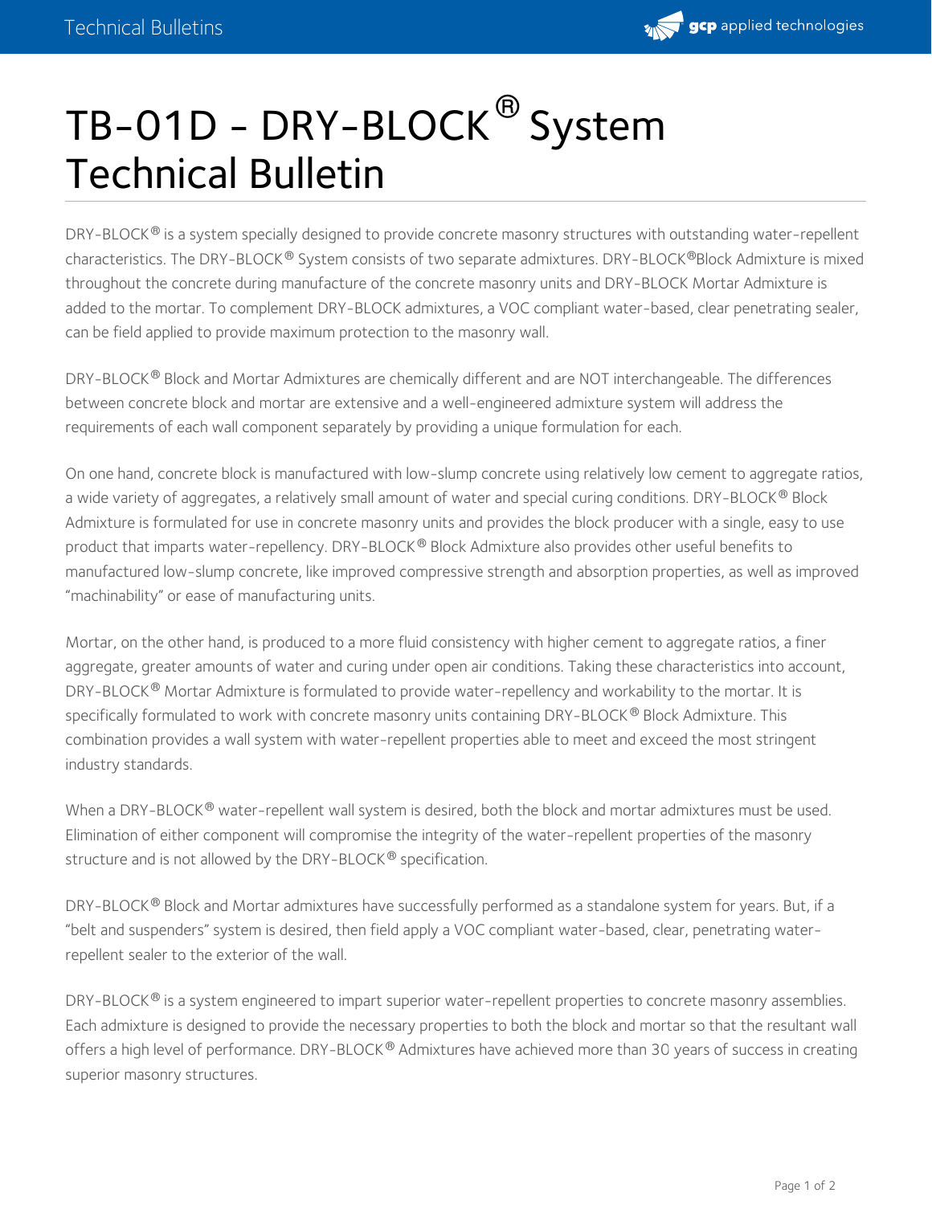# TB-01D - DRY-BLOCK® System Technical Bulletin

DRY-BLOCK® is a system specially designed to provide concrete masonry structures with outstanding water-repellent characteristics. The DRY-BLOCK® System consists of two separate admixtures. DRY-BLOCK®Block Admixture is mixed throughout the concrete during manufacture of the concrete masonry units and DRY-BLOCK Mortar Admixture is added to the mortar. To complement DRY-BLOCK admixtures, a VOC compliant water-based, clear penetrating sealer, can be field applied to provide maximum protection to the masonry wall.

DRY-BLOCK® Block and Mortar Admixtures are chemically different and are NOT interchangeable. The differences between concrete block and mortar are extensive and a well-engineered admixture system will address the requirements of each wall component separately by providing a unique formulation for each.

On one hand, concrete block is manufactured with low-slump concrete using relatively low cement to aggregate ratios, a wide variety of aggregates, a relatively small amount of water and special curing conditions. DRY-BLOCK® Block Admixture is formulated for use in concrete masonry units and provides the block producer with a single, easy to use product that imparts water-repellency. DRY-BLOCK® Block Admixture also provides other useful benefits to manufactured low-slump concrete, like improved compressive strength and absorption properties, as well as improved "machinability" or ease of manufacturing units.

Mortar, on the other hand, is produced to a more fluid consistency with higher cement to aggregate ratios, a finer aggregate, greater amounts of water and curing under open air conditions. Taking these characteristics into account, DRY-BLOCK® Mortar Admixture is formulated to provide water-repellency and workability to the mortar. It is specifically formulated to work with concrete masonry units containing DRY-BLOCK® Block Admixture. This combination provides a wall system with water-repellent properties able to meet and exceed the most stringent industry standards.

When a DRY-BLOCK® water-repellent wall system is desired, both the block and mortar admixtures must be used. Elimination of either component will compromise the integrity of the water-repellent properties of the masonry structure and is not allowed by the DRY-BLOCK® specification.

DRY-BLOCK® Block and Mortar admixtures have successfully performed as a standalone system for years. But, if a "belt and suspenders" system is desired, then field apply a VOC compliant water-based, clear, penetrating water-repellent sealer to the exterior of the wall.

DRY-BLOCK® is a system engineered to impart superior water-repellent properties to concrete masonry assemblies. Each admixture is designed to provide the necessary properties to both the block and mortar so that the resultant wall offers a high level of performance. DRY-BLOCK® Admixtures have achieved more than 30 years of success in creating superior masonry structures.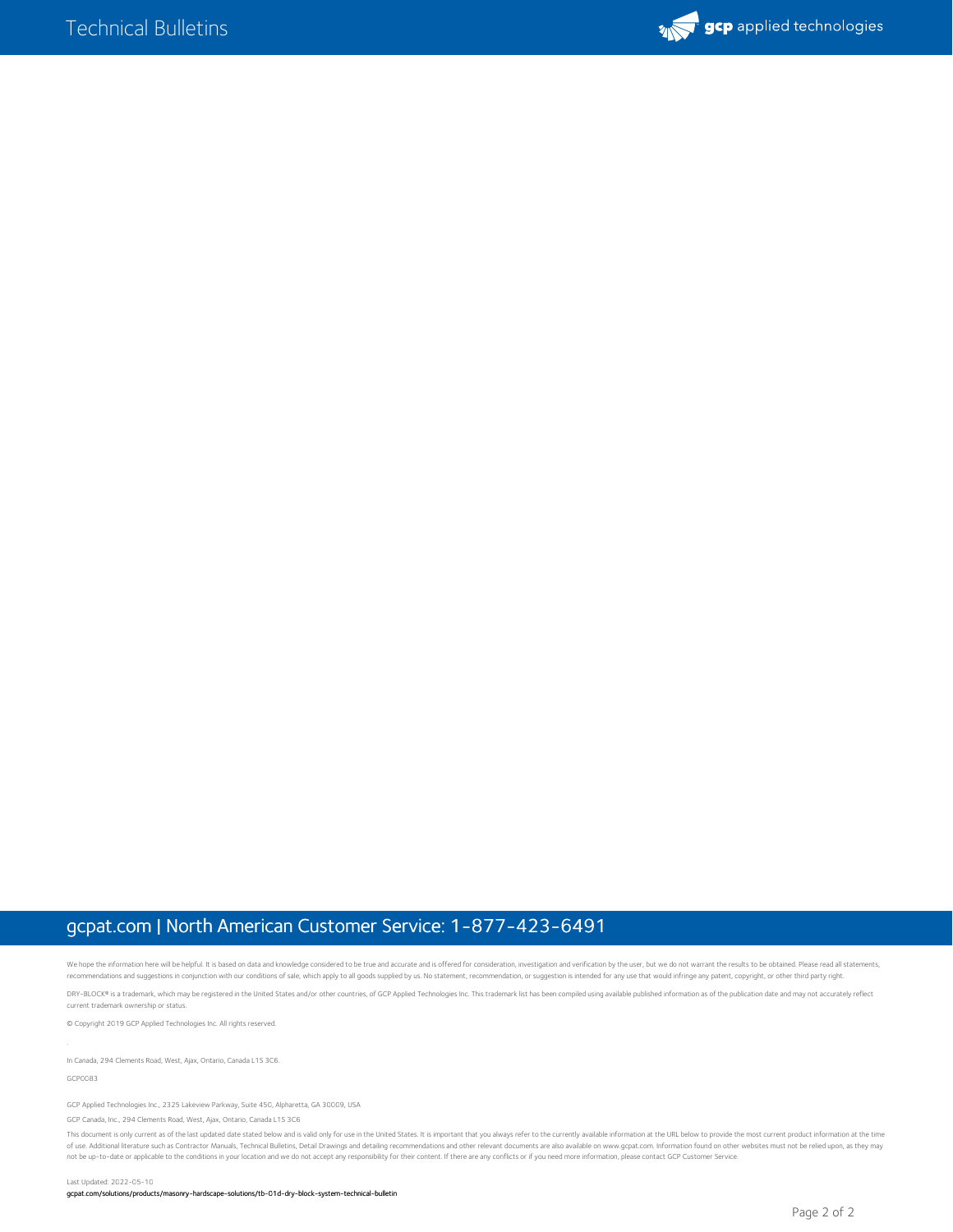## gcpat.com | North American Customer Service: 1-877-423-6491

We hope the information here will be helpful. It is based on data and knowledge considered to be true and accurate and is offered for consideration, investigation and verification by the user, but we do not warrant the results to be obtained. Please read all statements, recommendations and suggestions in conjunction with our conditions of sale, which apply to all goods supplied by us. No statement, recommendation, or suggestion is intended for any use that would infringe any patent, copyright, or other third party right.

DRY-BLOCK® is a trademark, which may be registered in the United States and/or other countries, of GCP Applied Technologies Inc. This trademark list has been compiled using available published information as of the publication date and may not accurately reflect current trademark ownership or status.

© Copyright 2019 GCP Applied Technologies Inc. All rights reserved.

.

In Canada, 294 Clements Road, West, Ajax, Ontario, Canada L1S 3C6.

GCP0083

GCP Applied Technologies Inc., 2325 Lakeview Parkway, Suite 450, Alpharetta, GA 30009, USA

GCP Canada, Inc., 294 Clements Road, West, Ajax, Ontario, Canada L1S 3C6

This document is only current as of the last updated date stated below and is valid only for use in the United States. It is important that you always refer to the currently available information at the URL below to provide the most current product information at the time of use. Additional literature such as Contractor Manuals, Technical Bulletins, Detail Drawings and detailing recommendations and other relevant documents are also available on www.gcpat.com. Information found on other websites must not be relied upon, as they may not be up-to-date or applicable to the conditions in your location and we do not accept any responsibility for their content. If there are any conflicts or if you need more information, please contact GCP Customer Service.

Last Updated: 2022-05-10

gcpat.com/solutions/products/masonry-hardscape-solutions/tb-01d-dry-block-system-technical-bulletin